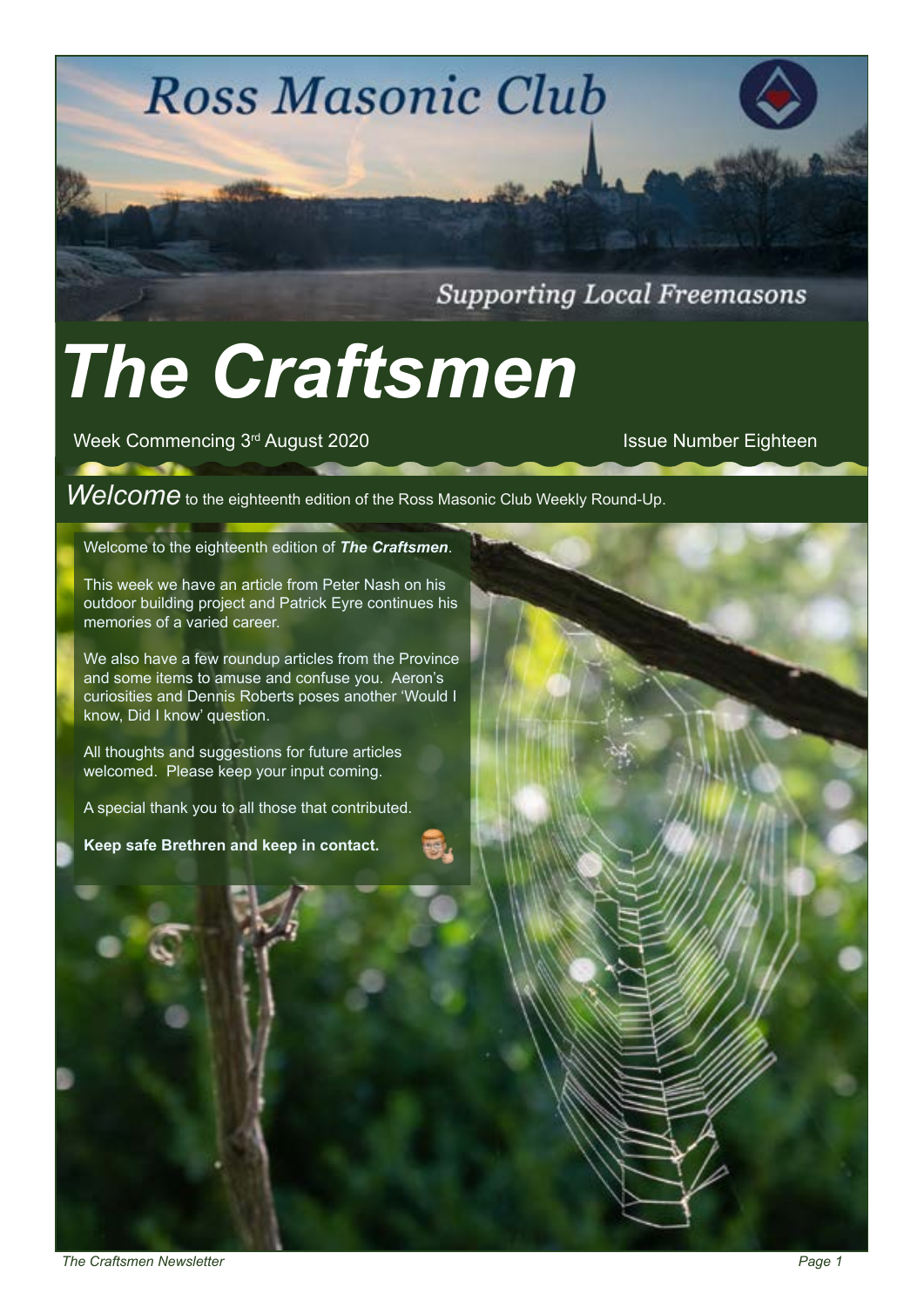# Ross Masonic Club

*Supporting Local Freemasons*

# *The Craftsmen*

Week Commencing 3rd August 2020

Issue Number Eighteen

*Welcome* to the eighteenth edition of the Ross Masonic Club Weekly Round-Up.

Welcome to the eighteenth edition of ***The Craftsmen***.

This week we have an article from Peter Nash on his outdoor building project and Patrick Eyre continues his memories of a varied career.

We also have a few roundup articles from the Province and some items to amuse and confuse you. Aeron's curiosities and Dennis Roberts poses another 'Would I know, Did I know' question.

All thoughts and suggestions for future articles welcomed. Please keep your input coming.

A special thank you to all those that contributed.

**Keep safe Brethren and keep in contact.**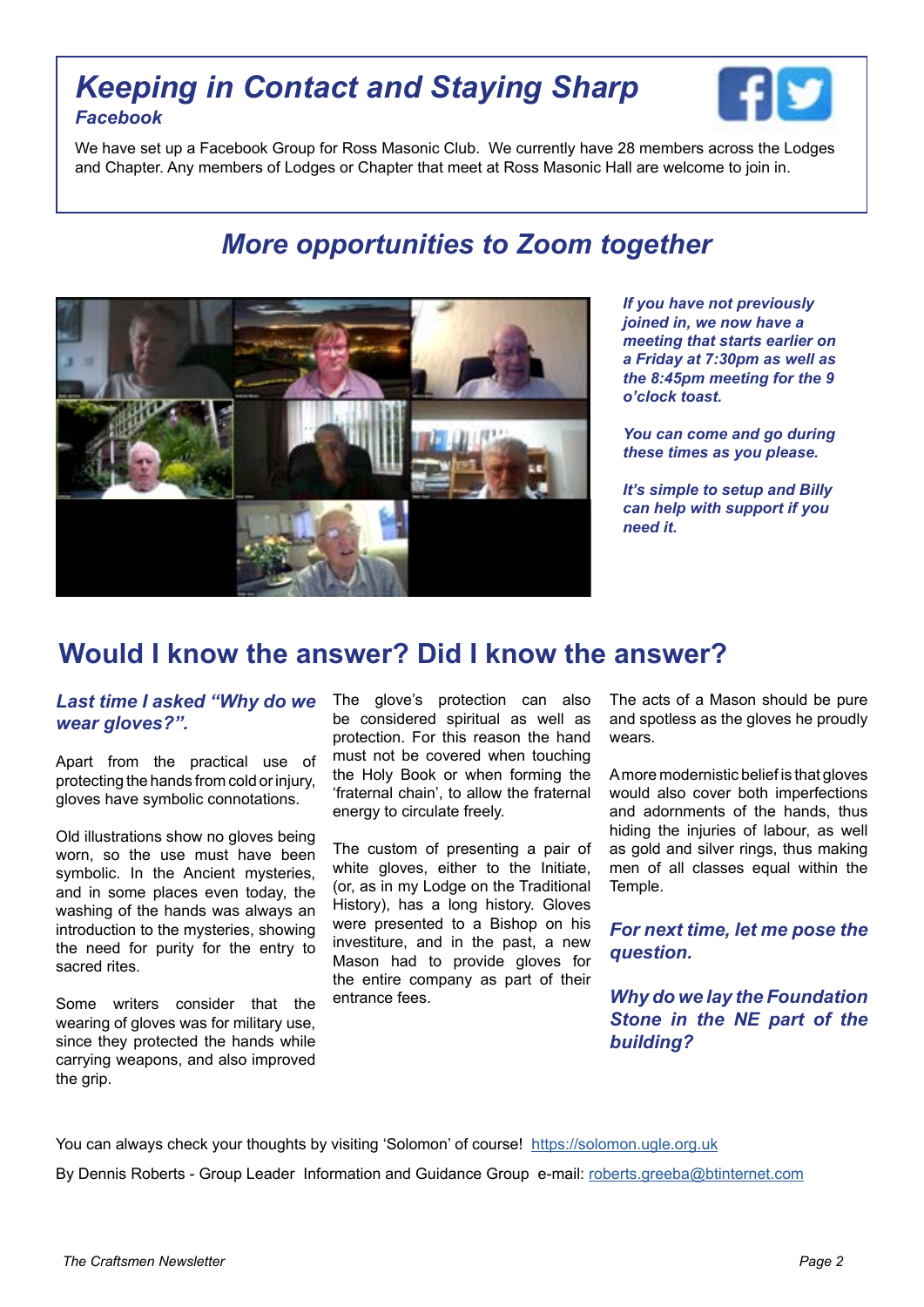## *Keeping in Contact and Staying Sharp*

### *Facebook*

We have set up a Facebook Group for Ross Masonic Club. We currently have 28 members across the Lodges and Chapter. Any members of Lodges or Chapter that meet at Ross Masonic Hall are welcome to join in.

## *More opportunities to Zoom together*

***If you have not previously joined in, we now have a meeting that starts earlier on a Friday at 7:30pm as well as the 8:45pm meeting for the 9 o'clock toast.***

***You can come and go during these times as you please.***

***It's simple to setup and Billy can help with support if you need it.***

## Would I know the answer? Did I know the answer?

### *Last time I asked "Why do we wear gloves?".*

Apart from the practical use of protecting the hands from cold or injury, gloves have symbolic connotations.

Old illustrations show no gloves being worn, so the use must have been symbolic. In the Ancient mysteries, and in some places even today, the washing of the hands was always an introduction to the mysteries, showing the need for purity for the entry to sacred rites.

Some writers consider that the wearing of gloves was for military use, since they protected the hands while carrying weapons, and also improved the grip.

The glove's protection can also be considered spiritual as well as protection. For this reason the hand must not be covered when touching the Holy Book or when forming the 'fraternal chain', to allow the fraternal energy to circulate freely.

The custom of presenting a pair of white gloves, either to the Initiate, (or, as in my Lodge on the Traditional History), has a long history. Gloves were presented to a Bishop on his investiture, and in the past, a new Mason had to provide gloves for the entire company as part of their entrance fees.

The acts of a Mason should be pure and spotless as the gloves he proudly wears.

A more modernistic belief is that gloves would also cover both imperfections and adornments of the hands, thus hiding the injuries of labour, as well as gold and silver rings, thus making men of all classes equal within the Temple.

### *For next time, let me pose the question.*

### *Why do we lay the Foundation Stone in the NE part of the building?*

You can always check your thoughts by visiting 'Solomon' of course! https://solomon.ugle.org.uk

By Dennis Roberts - Group Leader Information and Guidance Group e-mail: roberts.greeba@btinternet.com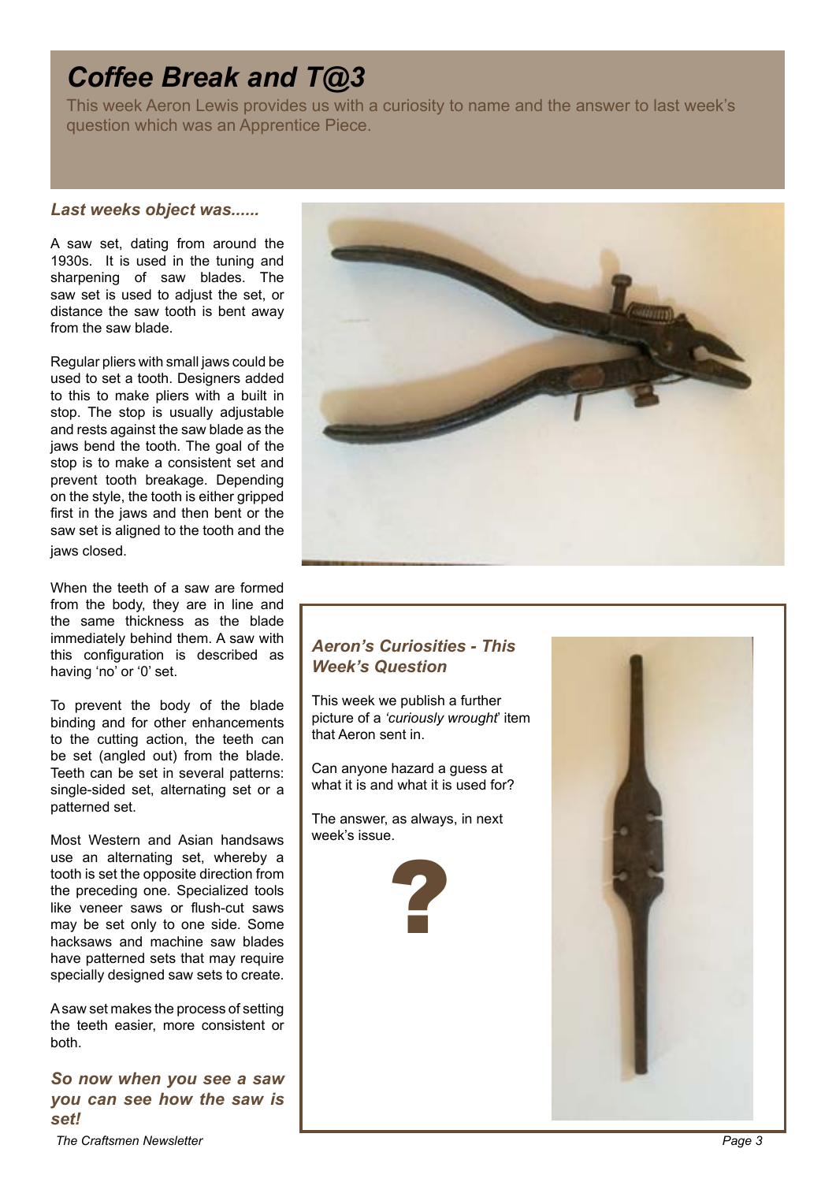# Coffee Break and T@3

This week Aeron Lewis provides us with a curiosity to name and the answer to last week's question which was an Apprentice Piece.

### *Last weeks object was......*

A saw set, dating from around the 1930s. It is used in the tuning and sharpening of saw blades. The saw set is used to adjust the set, or distance the saw tooth is bent away from the saw blade.

Regular pliers with small jaws could be used to set a tooth. Designers added to this to make pliers with a built in stop. The stop is usually adjustable and rests against the saw blade as the jaws bend the tooth. The goal of the stop is to make a consistent set and prevent tooth breakage. Depending on the style, the tooth is either gripped first in the jaws and then bent or the saw set is aligned to the tooth and the jaws closed.

When the teeth of a saw are formed from the body, they are in line and the same thickness as the blade immediately behind them. A saw with this configuration is described as having 'no' or '0' set.

To prevent the body of the blade binding and for other enhancements to the cutting action, the teeth can be set (angled out) from the blade. Teeth can be set in several patterns: single-sided set, alternating set or a patterned set.

Most Western and Asian handsaws use an alternating set, whereby a tooth is set the opposite direction from the preceding one. Specialized tools like veneer saws or flush-cut saws may be set only to one side. Some hacksaws and machine saw blades have patterned sets that may require specially designed saw sets to create.

A saw set makes the process of setting the teeth easier, more consistent or both.

***So now when you see a saw you can see how the saw is set!***

### *Aeron's Curiosities - This Week's Question*

This week we publish a further picture of a *'curiously wrought'* item that Aeron sent in.

Can anyone hazard a guess at what it is and what it is used for?

The answer, as always, in next week's issue.

?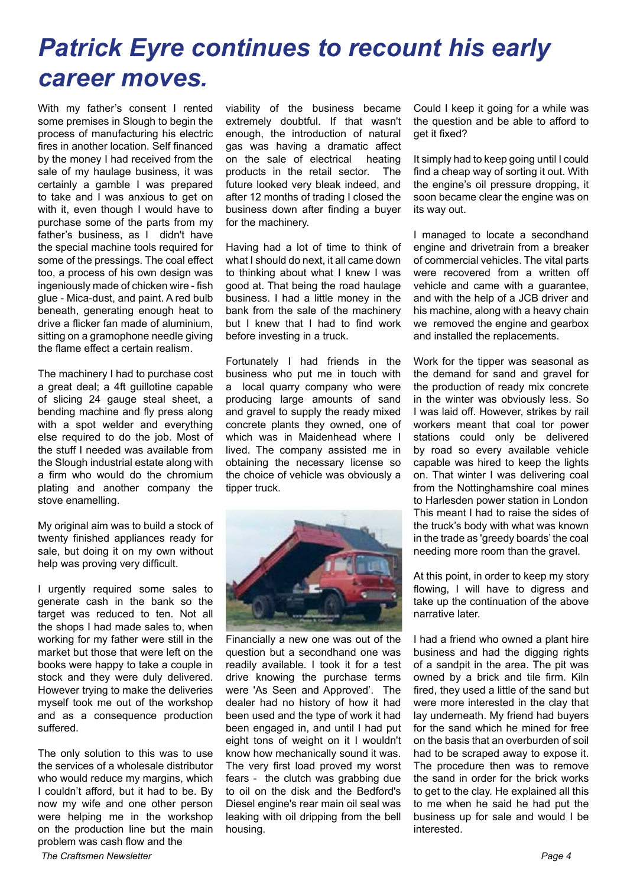# *Patrick Eyre continues to recount his early career moves.*

With my father's consent I rented some premises in Slough to begin the process of manufacturing his electric fires in another location. Self financed by the money I had received from the sale of my haulage business, it was certainly a gamble I was prepared to take and I was anxious to get on with it, even though I would have to purchase some of the parts from my father's business, as I didn't have the special machine tools required for some of the pressings. The coal effect too, a process of his own design was ingeniously made of chicken wire - fish glue - Mica-dust, and paint. A red bulb beneath, generating enough heat to drive a flicker fan made of aluminium, sitting on a gramophone needle giving the flame effect a certain realism.

The machinery I had to purchase cost a great deal; a 4ft guillotine capable of slicing 24 gauge steal sheet, a bending machine and fly press along with a spot welder and everything else required to do the job. Most of the stuff I needed was available from the Slough industrial estate along with a firm who would do the chromium plating and another company the stove enamelling.

My original aim was to build a stock of twenty finished appliances ready for sale, but doing it on my own without help was proving very difficult.

I urgently required some sales to generate cash in the bank so the target was reduced to ten. Not all the shops I had made sales to, when working for my father were still in the market but those that were left on the books were happy to take a couple in stock and they were duly delivered. However trying to make the deliveries myself took me out of the workshop and as a consequence production suffered.

The only solution to this was to use the services of a wholesale distributor who would reduce my margins, which I couldn't afford, but it had to be. By now my wife and one other person were helping me in the workshop on the production line but the main problem was cash flow and the viability of the business became extremely doubtful. If that wasn't enough, the introduction of natural gas was having a dramatic affect on the sale of electrical heating products in the retail sector. The future looked very bleak indeed, and after 12 months of trading I closed the business down after finding a buyer for the machinery.

Having had a lot of time to think of what I should do next, it all came down to thinking about what I knew I was good at. That being the road haulage business. I had a little money in the bank from the sale of the machinery but I knew that I had to find work before investing in a truck.

Fortunately I had friends in the business who put me in touch with a local quarry company who were producing large amounts of sand and gravel to supply the ready mixed concrete plants they owned, one of which was in Maidenhead where I lived. The company assisted me in obtaining the necessary license so the choice of vehicle was obviously a tipper truck.

Financially a new one was out of the question but a secondhand one was readily available. I took it for a test drive knowing the purchase terms were 'As Seen and Approved'. The dealer had no history of how it had been used and the type of work it had been engaged in, and until I had put eight tons of weight on it I wouldn't know how mechanically sound it was. The very first load proved my worst fears - the clutch was grabbing due to oil on the disk and the Bedford's Diesel engine's rear main oil seal was leaking with oil dripping from the bell housing.

Could I keep it going for a while was the question and be able to afford to get it fixed?

It simply had to keep going until I could find a cheap way of sorting it out. With the engine's oil pressure dropping, it soon became clear the engine was on its way out.

I managed to locate a secondhand engine and drivetrain from a breaker of commercial vehicles. The vital parts were recovered from a written off vehicle and came with a guarantee, and with the help of a JCB driver and his machine, along with a heavy chain we removed the engine and gearbox and installed the replacements.

Work for the tipper was seasonal as the demand for sand and gravel for the production of ready mix concrete in the winter was obviously less. So I was laid off. However, strikes by rail workers meant that coal tor power stations could only be delivered by road so every available vehicle capable was hired to keep the lights on. That winter I was delivering coal from the Nottinghamshire coal mines to Harlesden power station in London This meant I had to raise the sides of the truck's body with what was known in the trade as 'greedy boards' the coal needing more room than the gravel.

At this point, in order to keep my story flowing, I will have to digress and take up the continuation of the above narrative later.

I had a friend who owned a plant hire business and had the digging rights of a sandpit in the area. The pit was owned by a brick and tile firm. Kiln fired, they used a little of the sand but were more interested in the clay that lay underneath. My friend had buyers for the sand which he mined for free on the basis that an overburden of soil had to be scraped away to expose it. The procedure then was to remove the sand in order for the brick works to get to the clay. He explained all this to me when he said he had put the business up for sale and would I be interested.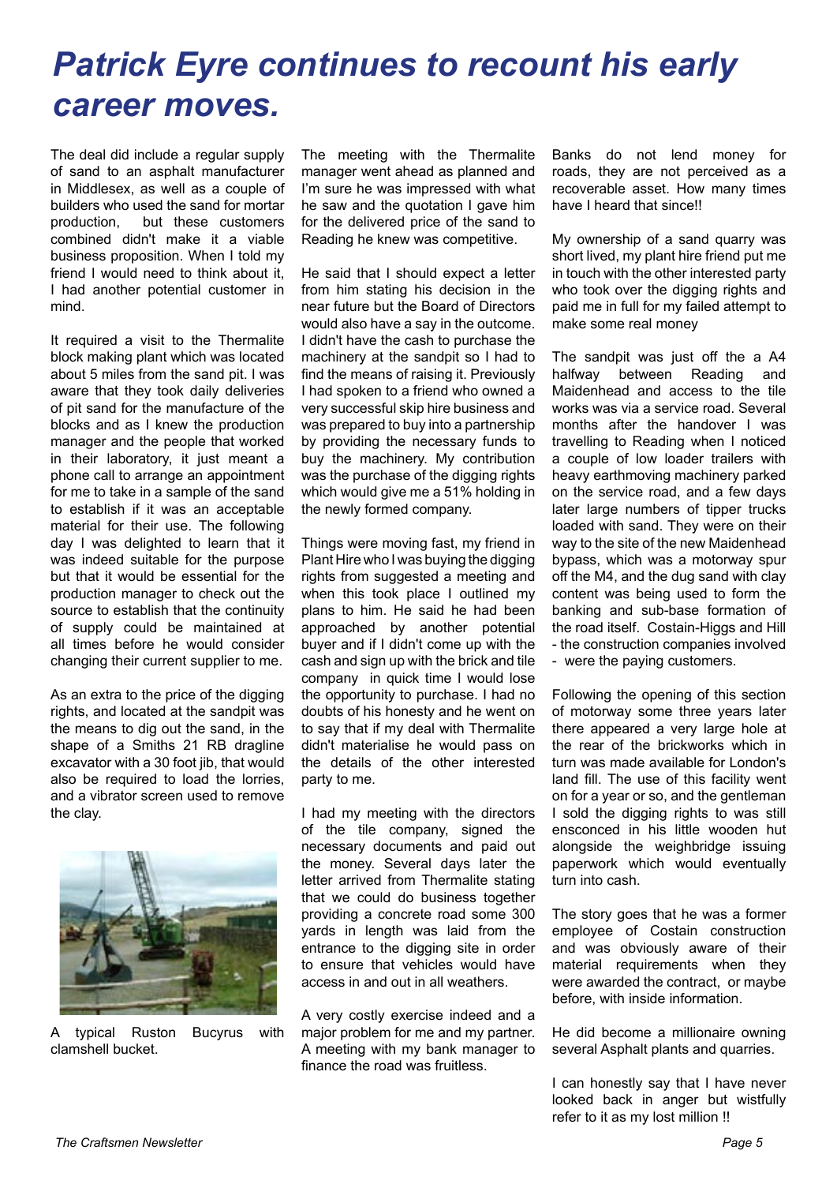# *Patrick Eyre continues to recount his early career moves.*

The deal did include a regular supply of sand to an asphalt manufacturer in Middlesex, as well as a couple of builders who used the sand for mortar production, but these customers combined didn't make it a viable business proposition. When I told my friend I would need to think about it, I had another potential customer in mind.

It required a visit to the Thermalite block making plant which was located about 5 miles from the sand pit. I was aware that they took daily deliveries of pit sand for the manufacture of the blocks and as I knew the production manager and the people that worked in their laboratory, it just meant a phone call to arrange an appointment for me to take in a sample of the sand to establish if it was an acceptable material for their use. The following day I was delighted to learn that it was indeed suitable for the purpose but that it would be essential for the production manager to check out the source to establish that the continuity of supply could be maintained at all times before he would consider changing their current supplier to me.

As an extra to the price of the digging rights, and located at the sandpit was the means to dig out the sand, in the shape of a Smiths 21 RB dragline excavator with a 30 foot jib, that would also be required to load the lorries, and a vibrator screen used to remove the clay.

A typical Ruston Bucyrus with clamshell bucket.

The meeting with the Thermalite manager went ahead as planned and I'm sure he was impressed with what he saw and the quotation I gave him for the delivered price of the sand to Reading he knew was competitive.

He said that I should expect a letter from him stating his decision in the near future but the Board of Directors would also have a say in the outcome. I didn't have the cash to purchase the machinery at the sandpit so I had to find the means of raising it. Previously I had spoken to a friend who owned a very successful skip hire business and was prepared to buy into a partnership by providing the necessary funds to buy the machinery. My contribution was the purchase of the digging rights which would give me a 51% holding in the newly formed company.

Things were moving fast, my friend in Plant Hire who I was buying the digging rights from suggested a meeting and when this took place I outlined my plans to him. He said he had been approached by another potential buyer and if I didn't come up with the cash and sign up with the brick and tile company in quick time I would lose the opportunity to purchase. I had no doubts of his honesty and he went on to say that if my deal with Thermalite didn't materialise he would pass on the details of the other interested party to me.

I had my meeting with the directors of the tile company, signed the necessary documents and paid out the money. Several days later the letter arrived from Thermalite stating that we could do business together providing a concrete road some 300 yards in length was laid from the entrance to the digging site in order to ensure that vehicles would have access in and out in all weathers.

A very costly exercise indeed and a major problem for me and my partner. A meeting with my bank manager to finance the road was fruitless.

Banks do not lend money for roads, they are not perceived as a recoverable asset. How many times have I heard that since!!

My ownership of a sand quarry was short lived, my plant hire friend put me in touch with the other interested party who took over the digging rights and paid me in full for my failed attempt to make some real money

The sandpit was just off the a A4 halfway between Reading and Maidenhead and access to the tile works was via a service road. Several months after the handover I was travelling to Reading when I noticed a couple of low loader trailers with heavy earthmoving machinery parked on the service road, and a few days later large numbers of tipper trucks loaded with sand. They were on their way to the site of the new Maidenhead bypass, which was a motorway spur off the M4, and the dug sand with clay content was being used to form the banking and sub-base formation of the road itself. Costain-Higgs and Hill - the construction companies involved - were the paying customers.

Following the opening of this section of motorway some three years later there appeared a very large hole at the rear of the brickworks which in turn was made available for London's land fill. The use of this facility went on for a year or so, and the gentleman I sold the digging rights to was still ensconced in his little wooden hut alongside the weighbridge issuing paperwork which would eventually turn into cash.

The story goes that he was a former employee of Costain construction and was obviously aware of their material requirements when they were awarded the contract, or maybe before, with inside information.

He did become a millionaire owning several Asphalt plants and quarries.

I can honestly say that I have never looked back in anger but wistfully refer to it as my lost million !!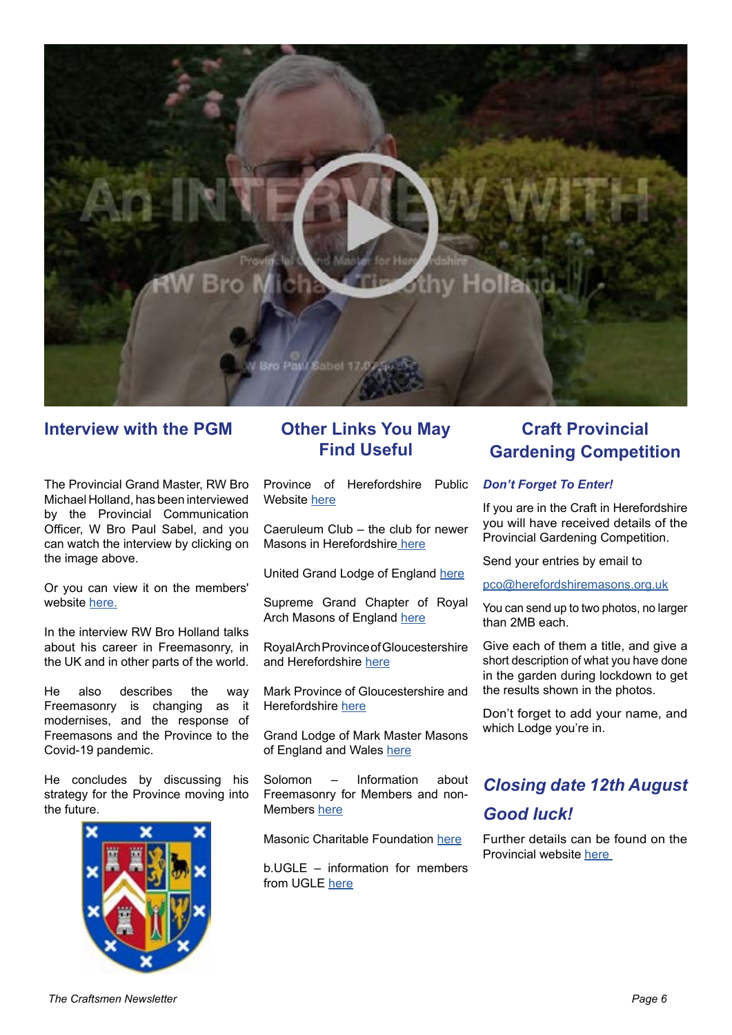## Interview with the PGM

The Provincial Grand Master, RW Bro Michael Holland, has been interviewed by the Provincial Communication Officer, W Bro Paul Sabel, and you can watch the interview by clicking on the image above.

Or you can view it on the members' website here.

In the interview RW Bro Holland talks about his career in Freemasonry, in the UK and in other parts of the world.

He also describes the way Freemasonry is changing as it modernises, and the response of Freemasons and the Province to the Covid-19 pandemic.

He concludes by discussing his strategy for the Province moving into the future.

## Other Links You May Find Useful

Province of Herefordshire Public Website here

Caeruleum Club – the club for newer Masons in Herefordshire here

United Grand Lodge of England here

Supreme Grand Chapter of Royal Arch Masons of England here

Royal Arch Province of Gloucestershire and Herefordshire here

Mark Province of Gloucestershire and Herefordshire here

Grand Lodge of Mark Master Masons of England and Wales here

Solomon – Information about Freemasonry for Members and non-Members here

Masonic Charitable Foundation here

b.UGLE – information for members from UGLE here

## Craft Provincial Gardening Competition

***Don't Forget To Enter!***

If you are in the Craft in Herefordshire you will have received details of the Provincial Gardening Competition.

Send your entries by email to

pco@herefordshiremasons.org.uk

You can send up to two photos, no larger than 2MB each.

Give each of them a title, and give a short description of what you have done in the garden during lockdown to get the results shown in the photos.

Don't forget to add your name, and which Lodge you're in.

***Closing date 12th August***

***Good luck!***

Further details can be found on the Provincial website here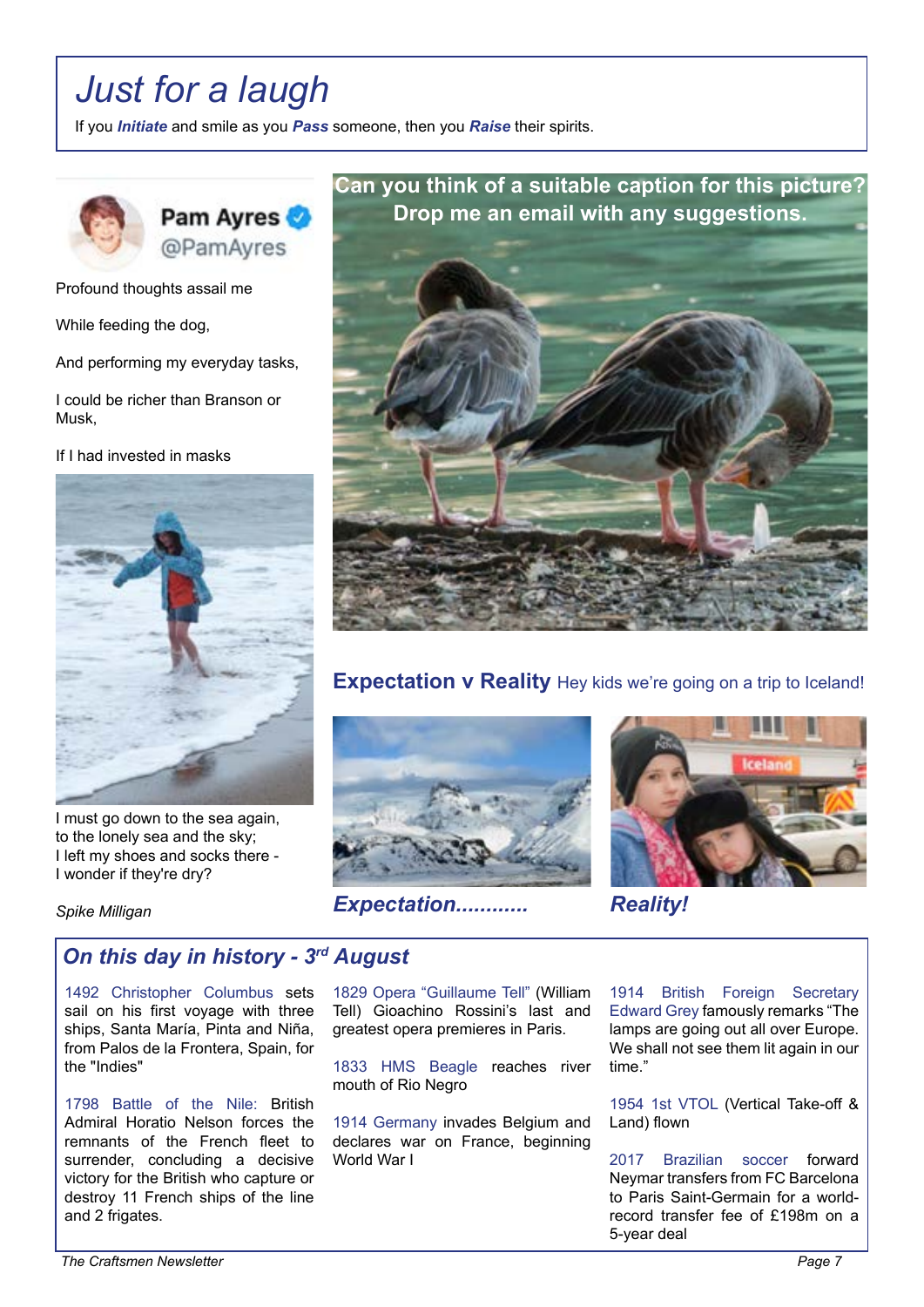# Just for a laugh

If you ***Initiate*** and smile as you ***Pass*** someone, then you ***Raise*** their spirits.

**Pam Ayres** @PamAyres

Profound thoughts assail me

While feeding the dog,

And performing my everyday tasks,

I could be richer than Branson or Musk,

If I had invested in masks

I must go down to the sea again,
to the lonely sea and the sky;
I left my shoes and socks there -
I wonder if they're dry?

*Spike Milligan*

**Can you think of a suitable caption for this picture? Drop me an email with any suggestions.**

## Expectation v Reality

Hey kids we're going on a trip to Iceland!

***Expectation............***

***Reality!***

## *On this day in history - 3rd August*

1492 Christopher Columbus sets sail on his first voyage with three ships, Santa María, Pinta and Niña, from Palos de la Frontera, Spain, for the "Indies"

1798 Battle of the Nile: British Admiral Horatio Nelson forces the remnants of the French fleet to surrender, concluding a decisive victory for the British who capture or destroy 11 French ships of the line and 2 frigates.

1829 Opera "Guillaume Tell" (William Tell) Gioachino Rossini's last and greatest opera premieres in Paris.

1833 HMS Beagle reaches river mouth of Rio Negro

1914 Germany invades Belgium and declares war on France, beginning World War I

1914 British Foreign Secretary Edward Grey famously remarks "The lamps are going out all over Europe. We shall not see them lit again in our time."

1954 1st VTOL (Vertical Take-off & Land) flown

2017 Brazilian soccer forward Neymar transfers from FC Barcelona to Paris Saint-Germain for a world-record transfer fee of £198m on a 5-year deal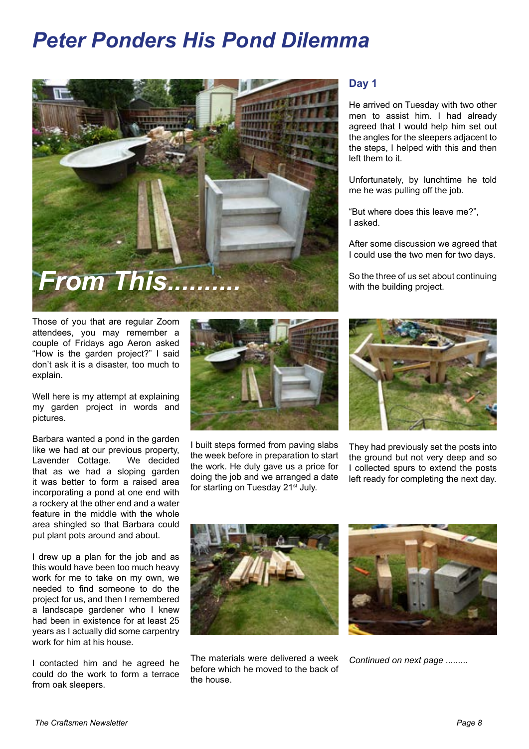# Peter Ponders His Pond Dilemma

From This.........

Those of you that are regular Zoom attendees, you may remember a couple of Fridays ago Aeron asked "How is the garden project?" I said don't ask it is a disaster, too much to explain.

Well here is my attempt at explaining my garden project in words and pictures.

Barbara wanted a pond in the garden like we had at our previous property, Lavender Cottage. We decided that as we had a sloping garden it was better to form a raised area incorporating a pond at one end with a rockery at the other end and a water feature in the middle with the whole area shingled so that Barbara could put plant pots around and about.

I drew up a plan for the job and as this would have been too much heavy work for me to take on my own, we needed to find someone to do the project for us, and then I remembered a landscape gardener who I knew had been in existence for at least 25 years as I actually did some carpentry work for him at his house.

I contacted him and he agreed he could do the work to form a terrace from oak sleepers.

I built steps formed from paving slabs the week before in preparation to start the work. He duly gave us a price for doing the job and we arranged a date for starting on Tuesday 21st July.

The materials were delivered a week before which he moved to the back of the house.

## Day 1

He arrived on Tuesday with two other men to assist him. I had already agreed that I would help him set out the angles for the sleepers adjacent to the steps, I helped with this and then left them to it.

Unfortunately, by lunchtime he told me he was pulling off the job.

"But where does this leave me?", I asked.

After some discussion we agreed that I could use the two men for two days.

So the three of us set about continuing with the building project.

They had previously set the posts into the ground but not very deep and so I collected spurs to extend the posts left ready for completing the next day.

*Continued on next page .........*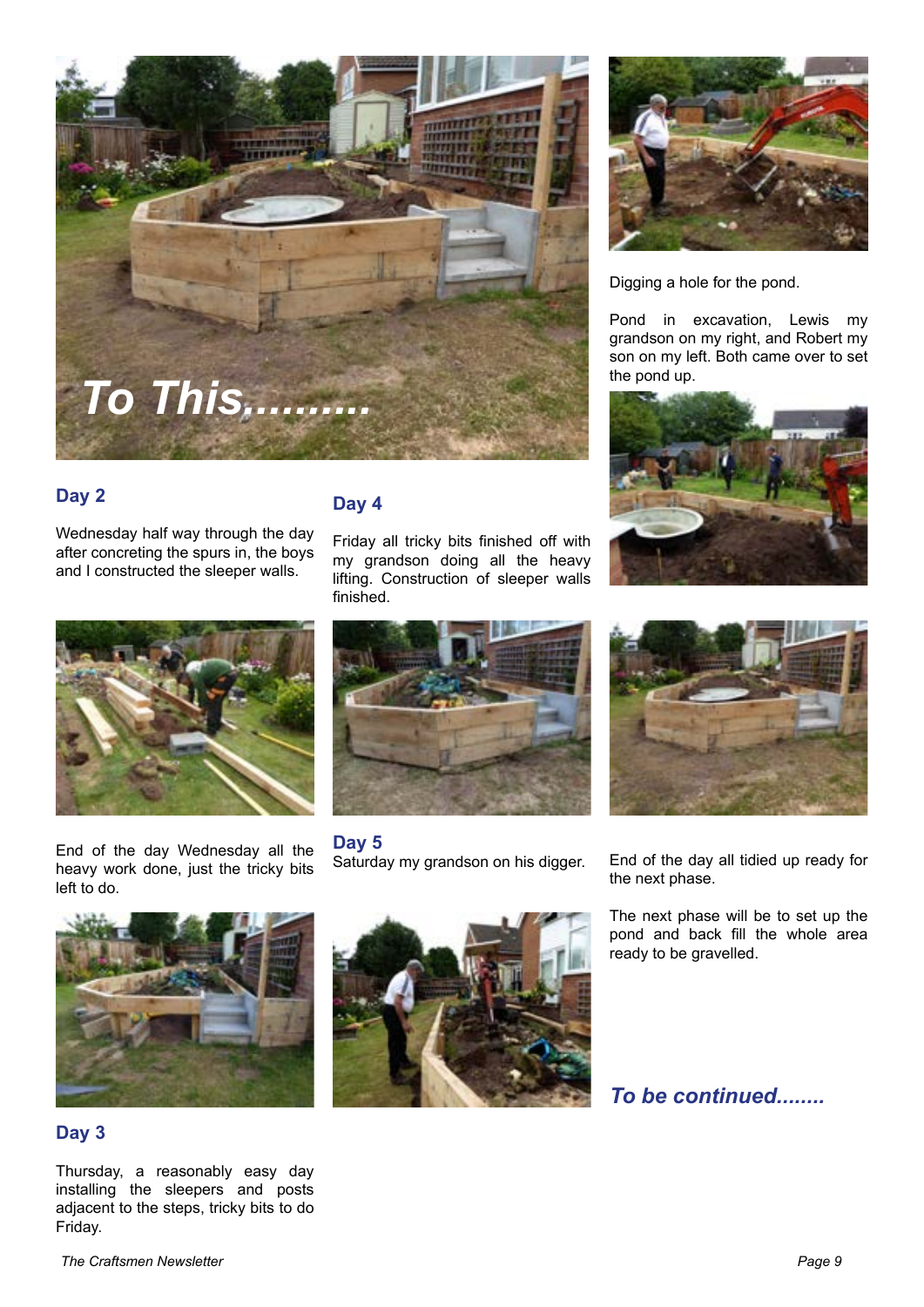*To This.........*

Digging a hole for the pond.

Pond in excavation, Lewis my grandson on my right, and Robert my son on my left. Both came over to set the pond up.

## Day 2

Wednesday half way through the day after concreting the spurs in, the boys and I constructed the sleeper walls.

End of the day Wednesday all the heavy work done, just the tricky bits left to do.

## Day 3

Thursday, a reasonably easy day installing the sleepers and posts adjacent to the steps, tricky bits to do Friday.

## Day 4

Friday all tricky bits finished off with my grandson doing all the heavy lifting. Construction of sleeper walls finished.

## Day 5

Saturday my grandson on his digger.

End of the day all tidied up ready for the next phase.

The next phase will be to set up the pond and back fill the whole area ready to be gravelled.

***To be continued........***